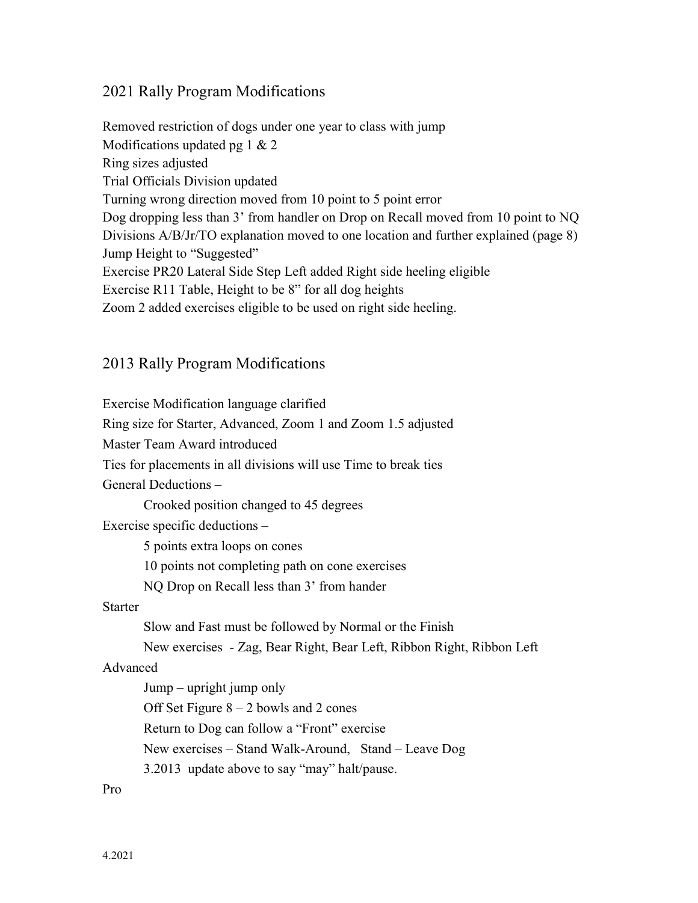## 2021 Rally Program Modifications

Removed restriction of dogs under one year to class with jump
Modifications updated pg 1 & 2
Ring sizes adjusted
Trial Officials Division updated
Turning wrong direction moved from 10 point to 5 point error
Dog dropping less than 3' from handler on Drop on Recall moved from 10 point to NQ
Divisions A/B/Jr/TO explanation moved to one location and further explained (page 8)
Jump Height to "Suggested"
Exercise PR20 Lateral Side Step Left added Right side heeling eligible
Exercise R11 Table, Height to be 8" for all dog heights
Zoom 2 added exercises eligible to be used on right side heeling.

## 2013 Rally Program Modifications

Exercise Modification language clarified
Ring size for Starter, Advanced, Zoom 1 and Zoom 1.5 adjusted
Master Team Award introduced
Ties for placements in all divisions will use Time to break ties
General Deductions –

- Crooked position changed to 45 degrees

Exercise specific deductions –

- 5 points extra loops on cones
- 10 points not completing path on cone exercises
- NQ Drop on Recall less than 3' from hander

Starter

- Slow and Fast must be followed by Normal or the Finish
- New exercises - Zag, Bear Right, Bear Left, Ribbon Right, Ribbon Left

Advanced

- Jump – upright jump only
- Off Set Figure 8 – 2 bowls and 2 cones
- Return to Dog can follow a "Front" exercise
- New exercises – Stand Walk-Around, Stand – Leave Dog
- 3.2013 update above to say "may" halt/pause.

Pro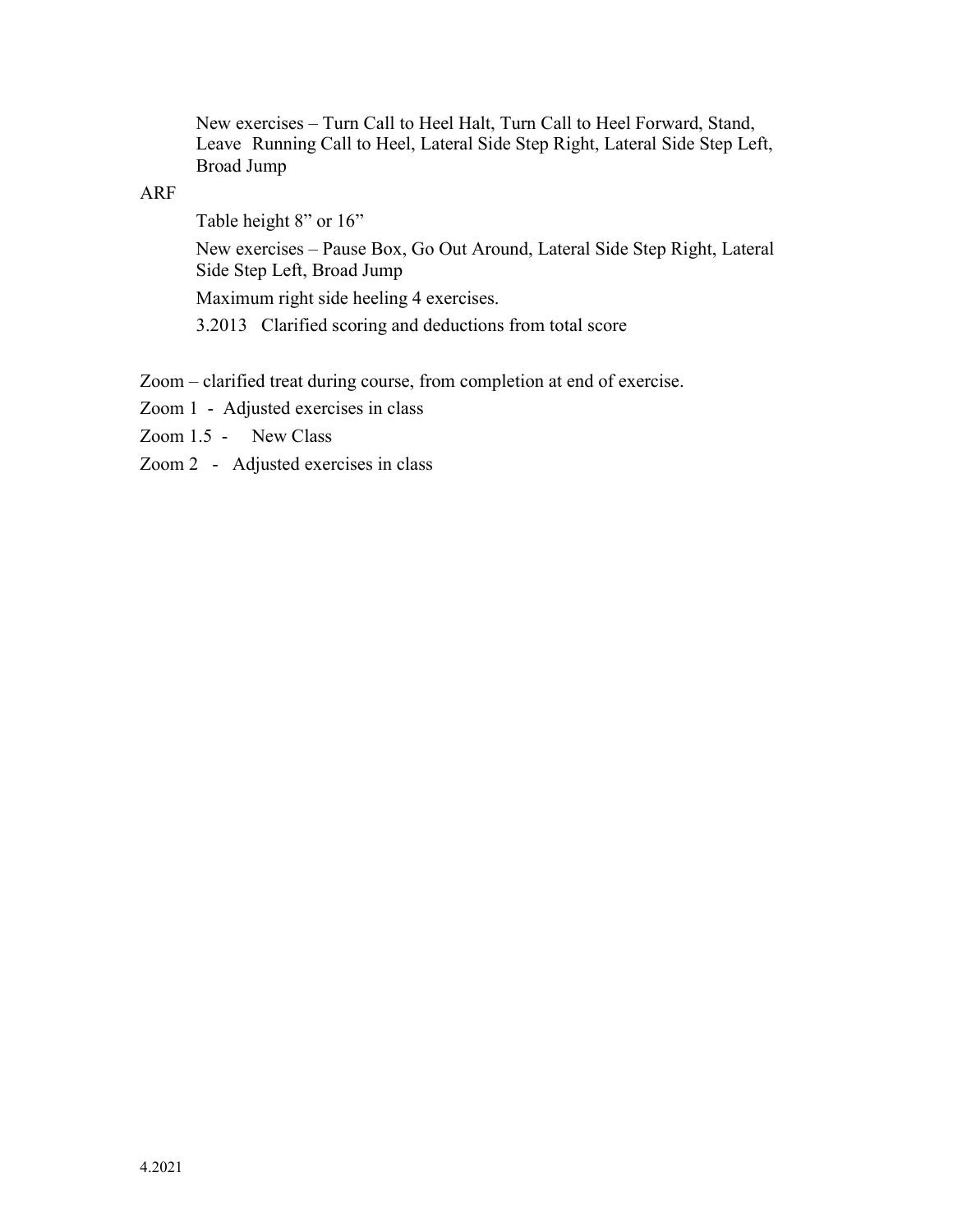New exercises – Turn Call to Heel Halt, Turn Call to Heel Forward, Stand, Leave Running Call to Heel, Lateral Side Step Right, Lateral Side Step Left, Broad Jump

ARF

Table height 8" or 16"

New exercises – Pause Box, Go Out Around, Lateral Side Step Right, Lateral Side Step Left, Broad Jump

Maximum right side heeling 4 exercises.

3.2013 Clarified scoring and deductions from total score

Zoom – clarified treat during course, from completion at end of exercise.

Zoom 1 - Adjusted exercises in class

Zoom 1.5 - New Class

Zoom 2 - Adjusted exercises in class